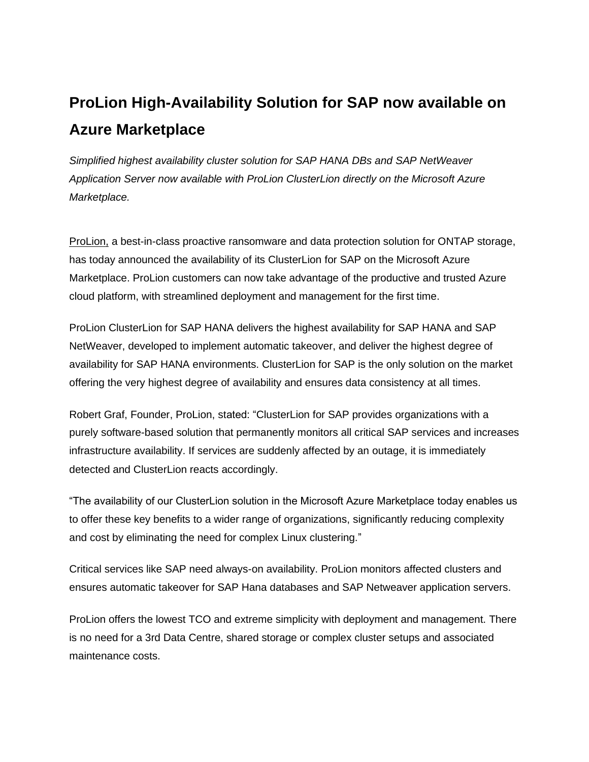# ProLion High-Availability Solution for SAP now available on Azure Marketplace

*Simplified highest availability cluster solution for SAP HANA DBs and SAP NetWeaver Application Server now available with ProLion ClusterLion directly on the Microsoft Azure Marketplace.*

ProLion, a best-in-class proactive ransomware and data protection solution for ONTAP storage, has today announced the availability of its ClusterLion for SAP on the Microsoft Azure Marketplace. ProLion customers can now take advantage of the productive and trusted Azure cloud platform, with streamlined deployment and management for the first time.

ProLion ClusterLion for SAP HANA delivers the highest availability for SAP HANA and SAP NetWeaver, developed to implement automatic takeover, and deliver the highest degree of availability for SAP HANA environments. ClusterLion for SAP is the only solution on the market offering the very highest degree of availability and ensures data consistency at all times.

Robert Graf, Founder, ProLion, stated: "ClusterLion for SAP provides organizations with a purely software-based solution that permanently monitors all critical SAP services and increases infrastructure availability. If services are suddenly affected by an outage, it is immediately detected and ClusterLion reacts accordingly.

"The availability of our ClusterLion solution in the Microsoft Azure Marketplace today enables us to offer these key benefits to a wider range of organizations, significantly reducing complexity and cost by eliminating the need for complex Linux clustering."

Critical services like SAP need always-on availability. ProLion monitors affected clusters and ensures automatic takeover for SAP Hana databases and SAP Netweaver application servers.

ProLion offers the lowest TCO and extreme simplicity with deployment and management. There is no need for a 3rd Data Centre, shared storage or complex cluster setups and associated maintenance costs.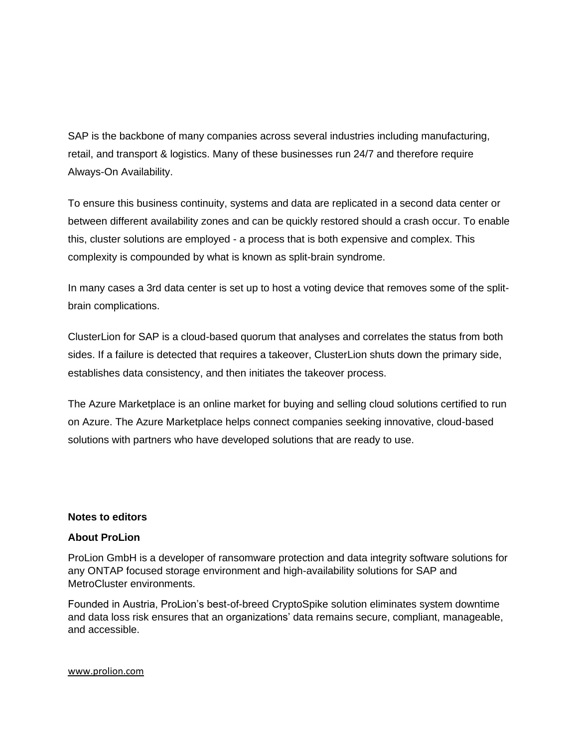SAP is the backbone of many companies across several industries including manufacturing, retail, and transport & logistics. Many of these businesses run 24/7 and therefore require Always-On Availability.

To ensure this business continuity, systems and data are replicated in a second data center or between different availability zones and can be quickly restored should a crash occur. To enable this, cluster solutions are employed - a process that is both expensive and complex. This complexity is compounded by what is known as split-brain syndrome.

In many cases a 3rd data center is set up to host a voting device that removes some of the split-brain complications.

ClusterLion for SAP is a cloud-based quorum that analyses and correlates the status from both sides. If a failure is detected that requires a takeover, ClusterLion shuts down the primary side, establishes data consistency, and then initiates the takeover process.

The Azure Marketplace is an online market for buying and selling cloud solutions certified to run on Azure. The Azure Marketplace helps connect companies seeking innovative, cloud-based solutions with partners who have developed solutions that are ready to use.

**Notes to editors**

**About ProLion**

ProLion GmbH is a developer of ransomware protection and data integrity software solutions for any ONTAP focused storage environment and high-availability solutions for SAP and MetroCluster environments.

Founded in Austria, ProLion's best-of-breed CryptoSpike solution eliminates system downtime and data loss risk ensures that an organizations' data remains secure, compliant, manageable, and accessible.

www.prolion.com